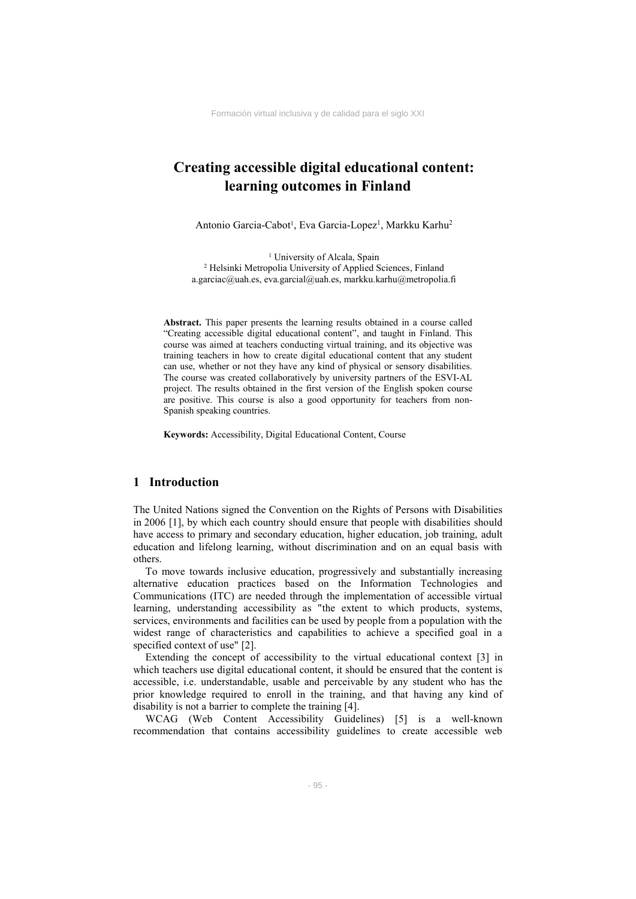# Creating accessible digital educational content: learning outcomes in Finland

Antonio Garcia-Cabot[1], Eva Garcia-Lopez[1], Markku Karhu[2]

[1] University of Alcala, Spain
[2] Helsinki Metropolia University of Applied Sciences, Finland
a.garciac@uah.es, eva.garcial@uah.es, markku.karhu@metropolia.fi

**Abstract.** This paper presents the learning results obtained in a course called "Creating accessible digital educational content", and taught in Finland. This course was aimed at teachers conducting virtual training, and its objective was training teachers in how to create digital educational content that any student can use, whether or not they have any kind of physical or sensory disabilities. The course was created collaboratively by university partners of the ESVI-AL project. The results obtained in the first version of the English spoken course are positive. This course is also a good opportunity for teachers from non-Spanish speaking countries.

**Keywords:** Accessibility, Digital Educational Content, Course

## 1 Introduction

The United Nations signed the Convention on the Rights of Persons with Disabilities in 2006 [1], by which each country should ensure that people with disabilities should have access to primary and secondary education, higher education, job training, adult education and lifelong learning, without discrimination and on an equal basis with others.

To move towards inclusive education, progressively and substantially increasing alternative education practices based on the Information Technologies and Communications (ITC) are needed through the implementation of accessible virtual learning, understanding accessibility as "the extent to which products, systems, services, environments and facilities can be used by people from a population with the widest range of characteristics and capabilities to achieve a specified goal in a specified context of use" [2].

Extending the concept of accessibility to the virtual educational context [3] in which teachers use digital educational content, it should be ensured that the content is accessible, i.e. understandable, usable and perceivable by any student who has the prior knowledge required to enroll in the training, and that having any kind of disability is not a barrier to complete the training [4].

WCAG (Web Content Accessibility Guidelines) [5] is a well-known recommendation that contains accessibility guidelines to create accessible web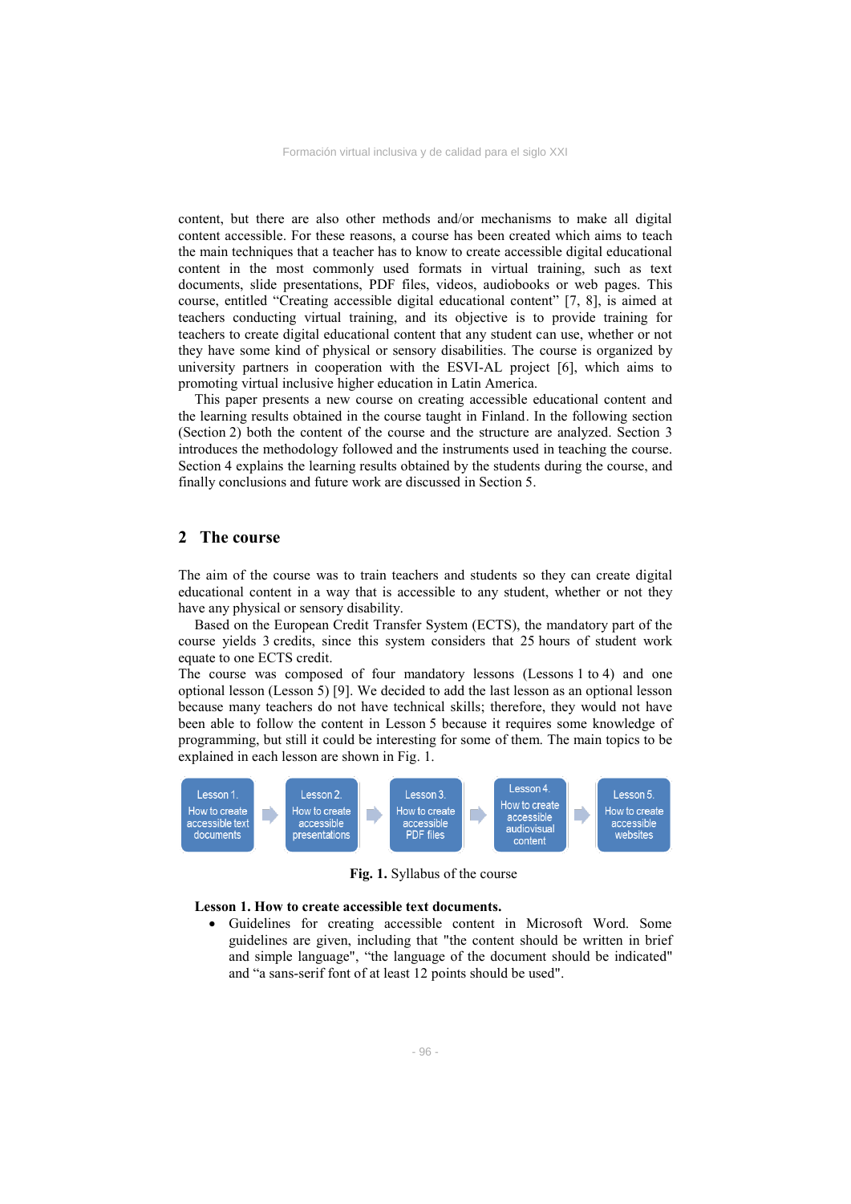content, but there are also other methods and/or mechanisms to make all digital content accessible. For these reasons, a course has been created which aims to teach the main techniques that a teacher has to know to create accessible digital educational content in the most commonly used formats in virtual training, such as text documents, slide presentations, PDF files, videos, audiobooks or web pages. This course, entitled "Creating accessible digital educational content" [7, 8], is aimed at teachers conducting virtual training, and its objective is to provide training for teachers to create digital educational content that any student can use, whether or not they have some kind of physical or sensory disabilities. The course is organized by university partners in cooperation with the ESVI-AL project [6], which aims to promoting virtual inclusive higher education in Latin America.

This paper presents a new course on creating accessible educational content and the learning results obtained in the course taught in Finland. In the following section (Section 2) both the content of the course and the structure are analyzed. Section 3 introduces the methodology followed and the instruments used in teaching the course. Section 4 explains the learning results obtained by the students during the course, and finally conclusions and future work are discussed in Section 5.

## 2 The course

The aim of the course was to train teachers and students so they can create digital educational content in a way that is accessible to any student, whether or not they have any physical or sensory disability.

Based on the European Credit Transfer System (ECTS), the mandatory part of the course yields 3 credits, since this system considers that 25 hours of student work equate to one ECTS credit.

The course was composed of four mandatory lessons (Lessons 1 to 4) and one optional lesson (Lesson 5) [9]. We decided to add the last lesson as an optional lesson because many teachers do not have technical skills; therefore, they would not have been able to follow the content in Lesson 5 because it requires some knowledge of programming, but still it could be interesting for some of them. The main topics to be explained in each lesson are shown in Fig. 1.

Lesson 1. How to create accessible text documents → Lesson 2. How to create accessible presentations → Lesson 3. How to create accessible PDF files → Lesson 4. How to create accessible audiovisual content → Lesson 5. How to create accessible websites

**Fig. 1.** Syllabus of the course

**Lesson 1. How to create accessible text documents.**

- Guidelines for creating accessible content in Microsoft Word. Some guidelines are given, including that "the content should be written in brief and simple language", "the language of the document should be indicated" and "a sans-serif font of at least 12 points should be used".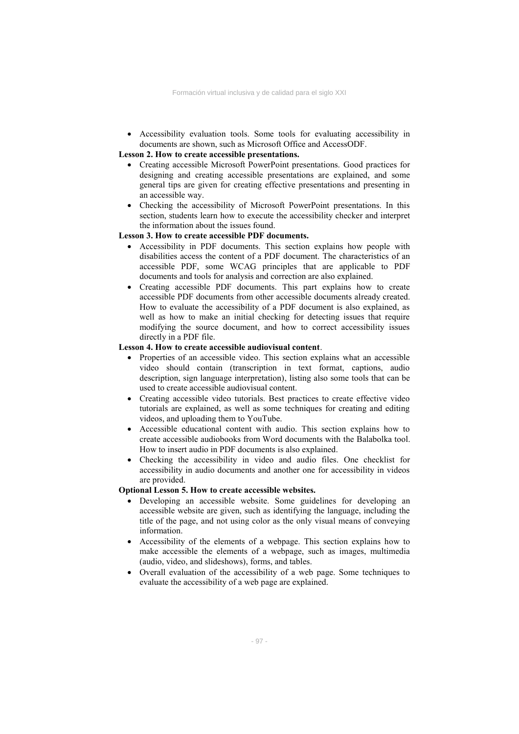- Accessibility evaluation tools. Some tools for evaluating accessibility in documents are shown, such as Microsoft Office and AccessODF.

**Lesson 2. How to create accessible presentations.**

- Creating accessible Microsoft PowerPoint presentations. Good practices for designing and creating accessible presentations are explained, and some general tips are given for creating effective presentations and presenting in an accessible way.
- Checking the accessibility of Microsoft PowerPoint presentations. In this section, students learn how to execute the accessibility checker and interpret the information about the issues found.

**Lesson 3. How to create accessible PDF documents.**

- Accessibility in PDF documents. This section explains how people with disabilities access the content of a PDF document. The characteristics of an accessible PDF, some WCAG principles that are applicable to PDF documents and tools for analysis and correction are also explained.
- Creating accessible PDF documents. This part explains how to create accessible PDF documents from other accessible documents already created. How to evaluate the accessibility of a PDF document is also explained, as well as how to make an initial checking for detecting issues that require modifying the source document, and how to correct accessibility issues directly in a PDF file.

**Lesson 4. How to create accessible audiovisual content**.

- Properties of an accessible video. This section explains what an accessible video should contain (transcription in text format, captions, audio description, sign language interpretation), listing also some tools that can be used to create accessible audiovisual content.
- Creating accessible video tutorials. Best practices to create effective video tutorials are explained, as well as some techniques for creating and editing videos, and uploading them to YouTube.
- Accessible educational content with audio. This section explains how to create accessible audiobooks from Word documents with the Balabolka tool. How to insert audio in PDF documents is also explained.
- Checking the accessibility in video and audio files. One checklist for accessibility in audio documents and another one for accessibility in videos are provided.

**Optional Lesson 5. How to create accessible websites.**

- Developing an accessible website. Some guidelines for developing an accessible website are given, such as identifying the language, including the title of the page, and not using color as the only visual means of conveying information.
- Accessibility of the elements of a webpage. This section explains how to make accessible the elements of a webpage, such as images, multimedia (audio, video, and slideshows), forms, and tables.
- Overall evaluation of the accessibility of a web page. Some techniques to evaluate the accessibility of a web page are explained.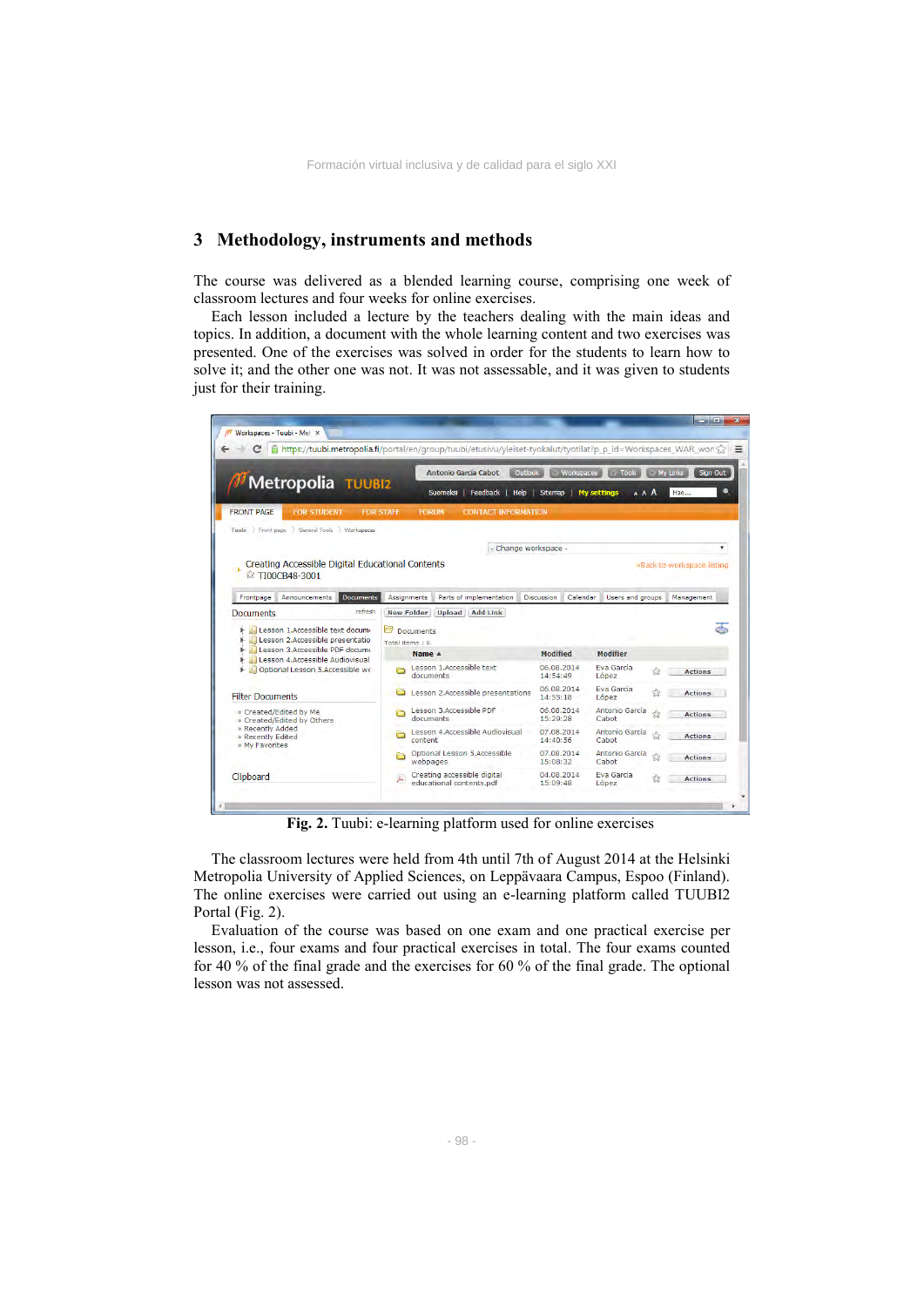## 3 Methodology, instruments and methods

The course was delivered as a blended learning course, comprising one week of classroom lectures and four weeks for online exercises.

Each lesson included a lecture by the teachers dealing with the main ideas and topics. In addition, a document with the whole learning content and two exercises was presented. One of the exercises was solved in order for the students to learn how to solve it; and the other one was not. It was not assessable, and it was given to students just for their training.

**Fig. 2.** Tuubi: e-learning platform used for online exercises

The classroom lectures were held from 4th until 7th of August 2014 at the Helsinki Metropolia University of Applied Sciences, on Leppävaara Campus, Espoo (Finland). The online exercises were carried out using an e-learning platform called TUUBI2 Portal (Fig. 2).

Evaluation of the course was based on one exam and one practical exercise per lesson, i.e., four exams and four practical exercises in total. The four exams counted for 40 % of the final grade and the exercises for 60 % of the final grade. The optional lesson was not assessed.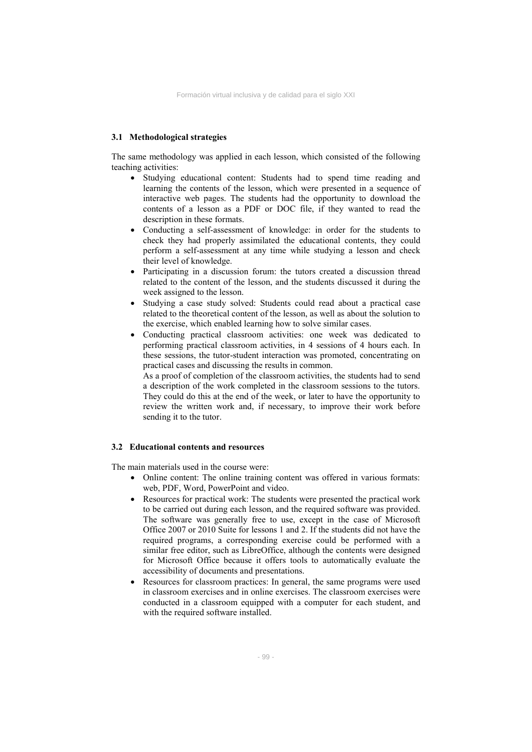### 3.1 Methodological strategies

The same methodology was applied in each lesson, which consisted of the following teaching activities:

- Studying educational content: Students had to spend time reading and learning the contents of the lesson, which were presented in a sequence of interactive web pages. The students had the opportunity to download the contents of a lesson as a PDF or DOC file, if they wanted to read the description in these formats.
- Conducting a self-assessment of knowledge: in order for the students to check they had properly assimilated the educational contents, they could perform a self-assessment at any time while studying a lesson and check their level of knowledge.
- Participating in a discussion forum: the tutors created a discussion thread related to the content of the lesson, and the students discussed it during the week assigned to the lesson.
- Studying a case study solved: Students could read about a practical case related to the theoretical content of the lesson, as well as about the solution to the exercise, which enabled learning how to solve similar cases.
- Conducting practical classroom activities: one week was dedicated to performing practical classroom activities, in 4 sessions of 4 hours each. In these sessions, the tutor-student interaction was promoted, concentrating on practical cases and discussing the results in common.
  As a proof of completion of the classroom activities, the students had to send a description of the work completed in the classroom sessions to the tutors. They could do this at the end of the week, or later to have the opportunity to review the written work and, if necessary, to improve their work before sending it to the tutor.

### 3.2 Educational contents and resources

The main materials used in the course were:

- Online content: The online training content was offered in various formats: web, PDF, Word, PowerPoint and video.
- Resources for practical work: The students were presented the practical work to be carried out during each lesson, and the required software was provided. The software was generally free to use, except in the case of Microsoft Office 2007 or 2010 Suite for lessons 1 and 2. If the students did not have the required programs, a corresponding exercise could be performed with a similar free editor, such as LibreOffice, although the contents were designed for Microsoft Office because it offers tools to automatically evaluate the accessibility of documents and presentations.
- Resources for classroom practices: In general, the same programs were used in classroom exercises and in online exercises. The classroom exercises were conducted in a classroom equipped with a computer for each student, and with the required software installed.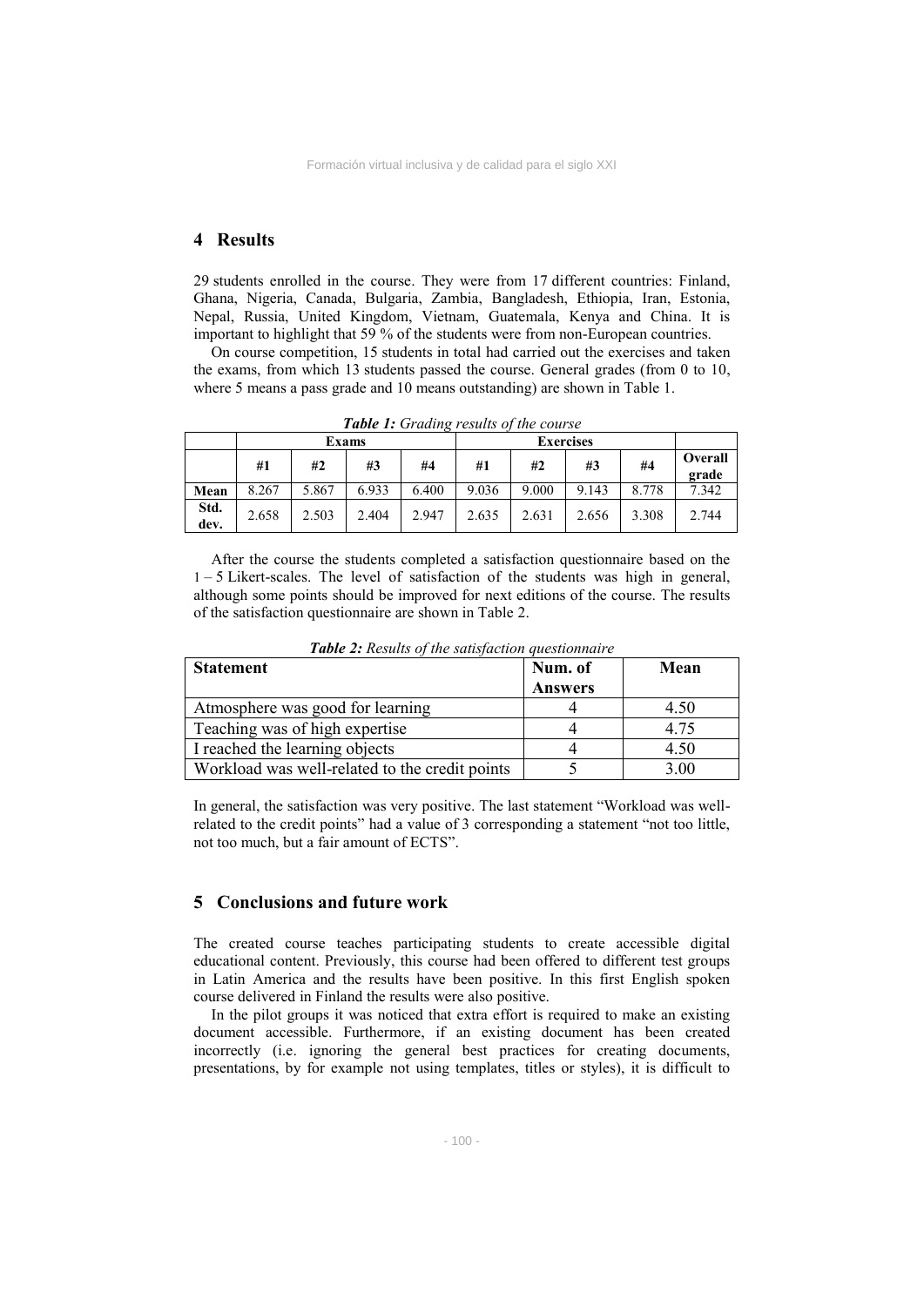## 4 Results

29 students enrolled in the course. They were from 17 different countries: Finland, Ghana, Nigeria, Canada, Bulgaria, Zambia, Bangladesh, Ethiopia, Iran, Estonia, Nepal, Russia, United Kingdom, Vietnam, Guatemala, Kenya and China. It is important to highlight that 59 % of the students were from non-European countries.

On course competition, 15 students in total had carried out the exercises and taken the exams, from which 13 students passed the course. General grades (from 0 to 10, where 5 means a pass grade and 10 means outstanding) are shown in Table 1.

***Table 1:*** *Grading results of the course*

| | Exams | | | | Exercises | | | | |
|---|---|---|---|---|---|---|---|---|---|
| | #1 | #2 | #3 | #4 | #1 | #2 | #3 | #4 | Overall grade |
| **Mean** | 8.267 | 5.867 | 6.933 | 6.400 | 9.036 | 9.000 | 9.143 | 8.778 | 7.342 |
| **Std. dev.** | 2.658 | 2.503 | 2.404 | 2.947 | 2.635 | 2.631 | 2.656 | 3.308 | 2.744 |

After the course the students completed a satisfaction questionnaire based on the 1 – 5 Likert-scales. The level of satisfaction of the students was high in general, although some points should be improved for next editions of the course. The results of the satisfaction questionnaire are shown in Table 2.

***Table 2:*** *Results of the satisfaction questionnaire*

| Statement | Num. of Answers | Mean |
|---|---|---|
| Atmosphere was good for learning | 4 | 4.50 |
| Teaching was of high expertise | 4 | 4.75 |
| I reached the learning objects | 4 | 4.50 |
| Workload was well-related to the credit points | 5 | 3.00 |

In general, the satisfaction was very positive. The last statement "Workload was well-related to the credit points" had a value of 3 corresponding a statement "not too little, not too much, but a fair amount of ECTS".

## 5 Conclusions and future work

The created course teaches participating students to create accessible digital educational content. Previously, this course had been offered to different test groups in Latin America and the results have been positive. In this first English spoken course delivered in Finland the results were also positive.

In the pilot groups it was noticed that extra effort is required to make an existing document accessible. Furthermore, if an existing document has been created incorrectly (i.e. ignoring the general best practices for creating documents, presentations, by for example not using templates, titles or styles), it is difficult to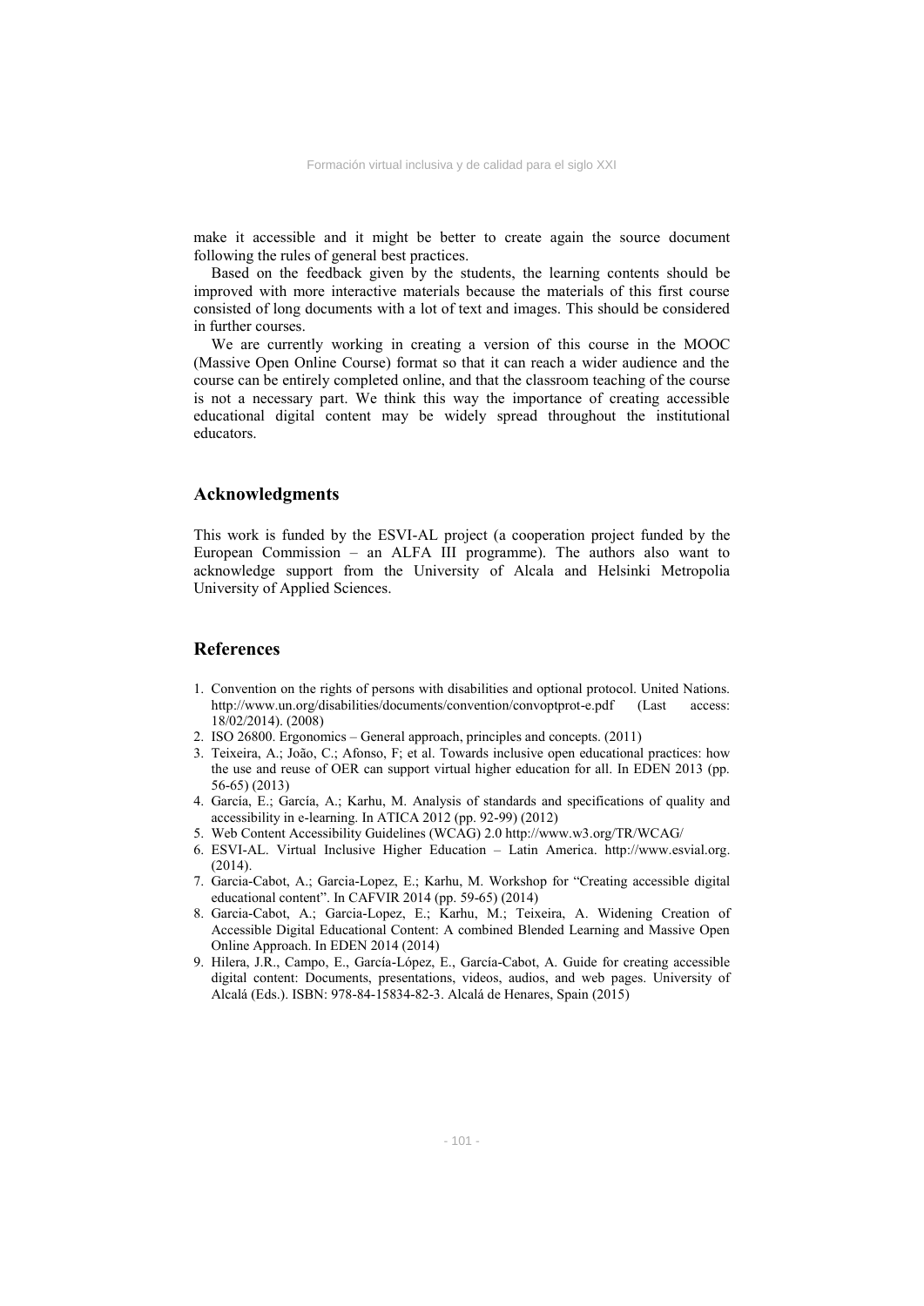make it accessible and it might be better to create again the source document following the rules of general best practices.

Based on the feedback given by the students, the learning contents should be improved with more interactive materials because the materials of this first course consisted of long documents with a lot of text and images. This should be considered in further courses.

We are currently working in creating a version of this course in the MOOC (Massive Open Online Course) format so that it can reach a wider audience and the course can be entirely completed online, and that the classroom teaching of the course is not a necessary part. We think this way the importance of creating accessible educational digital content may be widely spread throughout the institutional educators.

## Acknowledgments

This work is funded by the ESVI-AL project (a cooperation project funded by the European Commission – an ALFA III programme). The authors also want to acknowledge support from the University of Alcala and Helsinki Metropolia University of Applied Sciences.

## References

1. Convention on the rights of persons with disabilities and optional protocol. United Nations. http://www.un.org/disabilities/documents/convention/convoptprot-e.pdf (Last access: 18/02/2014). (2008)
2. ISO 26800. Ergonomics – General approach, principles and concepts. (2011)
3. Teixeira, A.; João, C.; Afonso, F; et al. Towards inclusive open educational practices: how the use and reuse of OER can support virtual higher education for all. In EDEN 2013 (pp. 56-65) (2013)
4. García, E.; García, A.; Karhu, M. Analysis of standards and specifications of quality and accessibility in e-learning. In ATICA 2012 (pp. 92-99) (2012)
5. Web Content Accessibility Guidelines (WCAG) 2.0 http://www.w3.org/TR/WCAG/
6. ESVI-AL. Virtual Inclusive Higher Education – Latin America. http://www.esvial.org. (2014).
7. Garcia-Cabot, A.; Garcia-Lopez, E.; Karhu, M. Workshop for "Creating accessible digital educational content". In CAFVIR 2014 (pp. 59-65) (2014)
8. Garcia-Cabot, A.; Garcia-Lopez, E.; Karhu, M.; Teixeira, A. Widening Creation of Accessible Digital Educational Content: A combined Blended Learning and Massive Open Online Approach. In EDEN 2014 (2014)
9. Hilera, J.R., Campo, E., García-López, E., García-Cabot, A. Guide for creating accessible digital content: Documents, presentations, videos, audios, and web pages. University of Alcalá (Eds.). ISBN: 978-84-15834-82-3. Alcalá de Henares, Spain (2015)